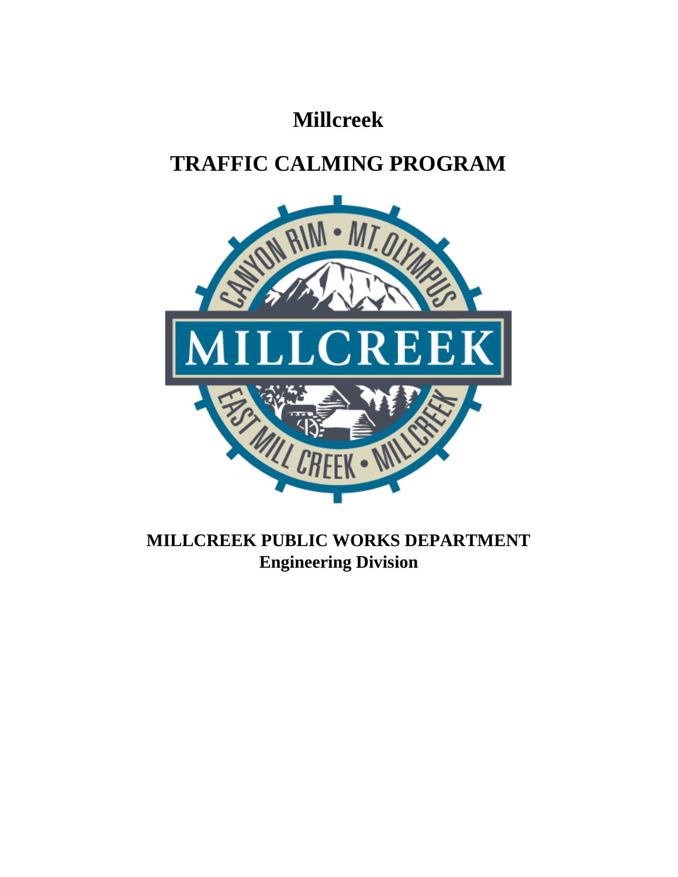# Millcreek

# TRAFFIC CALMING PROGRAM

**MILLCREEK PUBLIC WORKS DEPARTMENT**
**Engineering Division**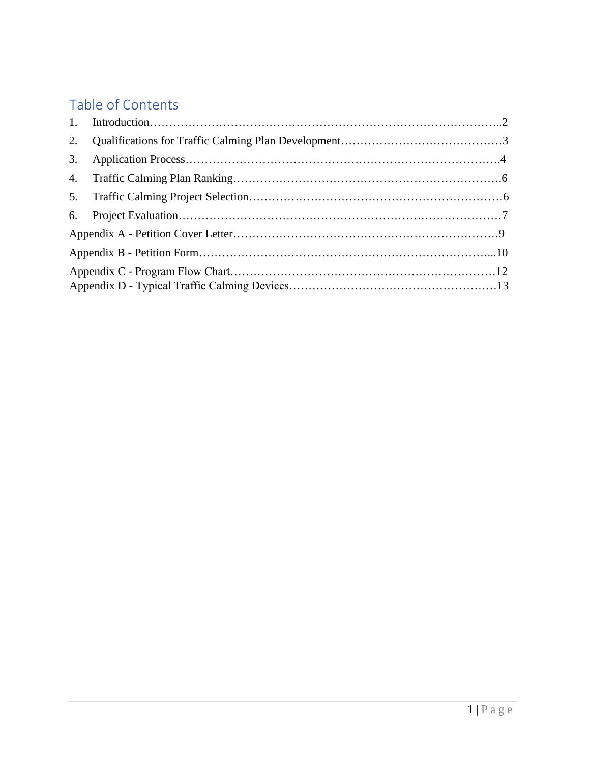# Table of Contents

1. Introduction……………………………………………………………………………..2
2. Qualifications for Traffic Calming Plan Development……………………………………3
3. Application Process…………………………………………………………………….4
4. Traffic Calming Plan Ranking………………………………………………………….6
5. Traffic Calming Project Selection……………………………………………………….6
6. Project Evaluation……………………………………………………………………….7

Appendix A - Petition Cover Letter…………………………………………………………9

Appendix B - Petition Form……………………………………………………………...10

Appendix C - Program Flow Chart………………………………………………………12

Appendix D - Typical Traffic Calming Devices……………………………………………13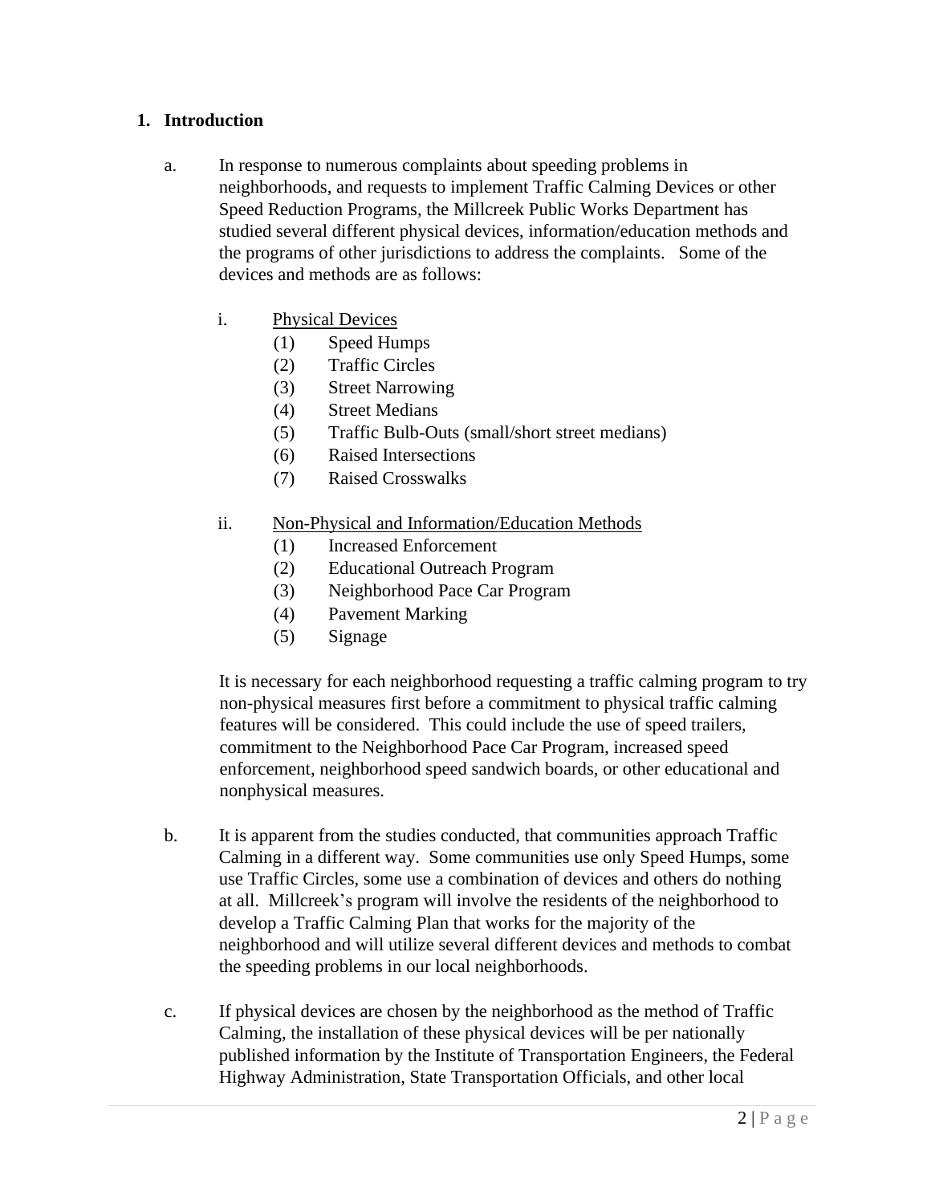## 1. Introduction

a. In response to numerous complaints about speeding problems in neighborhoods, and requests to implement Traffic Calming Devices or other Speed Reduction Programs, the Millcreek Public Works Department has studied several different physical devices, information/education methods and the programs of other jurisdictions to address the complaints. Some of the devices and methods are as follows:

   i. Physical Devices
      - (1) Speed Humps
      - (2) Traffic Circles
      - (3) Street Narrowing
      - (4) Street Medians
      - (5) Traffic Bulb-Outs (small/short street medians)
      - (6) Raised Intersections
      - (7) Raised Crosswalks

   ii. Non-Physical and Information/Education Methods
      - (1) Increased Enforcement
      - (2) Educational Outreach Program
      - (3) Neighborhood Pace Car Program
      - (4) Pavement Marking
      - (5) Signage

   It is necessary for each neighborhood requesting a traffic calming program to try non-physical measures first before a commitment to physical traffic calming features will be considered. This could include the use of speed trailers, commitment to the Neighborhood Pace Car Program, increased speed enforcement, neighborhood speed sandwich boards, or other educational and nonphysical measures.

b. It is apparent from the studies conducted, that communities approach Traffic Calming in a different way. Some communities use only Speed Humps, some use Traffic Circles, some use a combination of devices and others do nothing at all. Millcreek's program will involve the residents of the neighborhood to develop a Traffic Calming Plan that works for the majority of the neighborhood and will utilize several different devices and methods to combat the speeding problems in our local neighborhoods.

c. If physical devices are chosen by the neighborhood as the method of Traffic Calming, the installation of these physical devices will be per nationally published information by the Institute of Transportation Engineers, the Federal Highway Administration, State Transportation Officials, and other local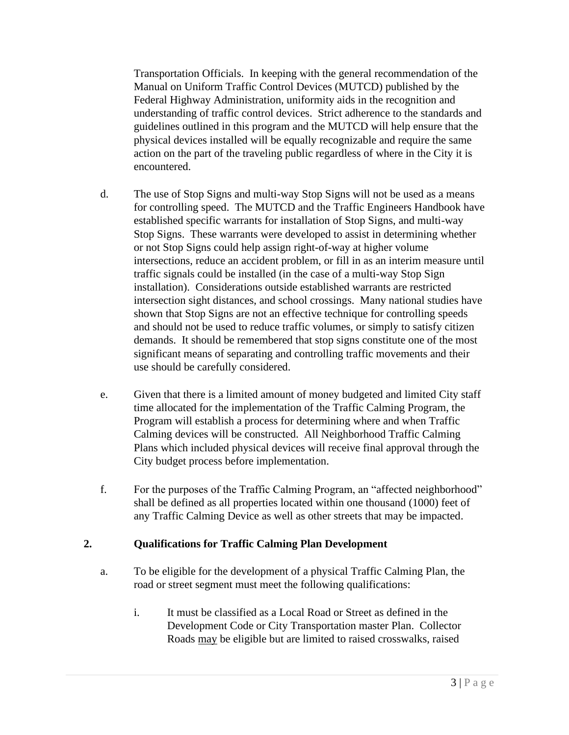Transportation Officials. In keeping with the general recommendation of the Manual on Uniform Traffic Control Devices (MUTCD) published by the Federal Highway Administration, uniformity aids in the recognition and understanding of traffic control devices. Strict adherence to the standards and guidelines outlined in this program and the MUTCD will help ensure that the physical devices installed will be equally recognizable and require the same action on the part of the traveling public regardless of where in the City it is encountered.

d. The use of Stop Signs and multi-way Stop Signs will not be used as a means for controlling speed. The MUTCD and the Traffic Engineers Handbook have established specific warrants for installation of Stop Signs, and multi-way Stop Signs. These warrants were developed to assist in determining whether or not Stop Signs could help assign right-of-way at higher volume intersections, reduce an accident problem, or fill in as an interim measure until traffic signals could be installed (in the case of a multi-way Stop Sign installation). Considerations outside established warrants are restricted intersection sight distances, and school crossings. Many national studies have shown that Stop Signs are not an effective technique for controlling speeds and should not be used to reduce traffic volumes, or simply to satisfy citizen demands. It should be remembered that stop signs constitute one of the most significant means of separating and controlling traffic movements and their use should be carefully considered.

e. Given that there is a limited amount of money budgeted and limited City staff time allocated for the implementation of the Traffic Calming Program, the Program will establish a process for determining where and when Traffic Calming devices will be constructed. All Neighborhood Traffic Calming Plans which included physical devices will receive final approval through the City budget process before implementation.

f. For the purposes of the Traffic Calming Program, an "affected neighborhood" shall be defined as all properties located within one thousand (1000) feet of any Traffic Calming Device as well as other streets that may be impacted.

## 2. Qualifications for Traffic Calming Plan Development

a. To be eligible for the development of a physical Traffic Calming Plan, the road or street segment must meet the following qualifications:

   i. It must be classified as a Local Road or Street as defined in the Development Code or City Transportation master Plan. Collector Roads <u>may</u> be eligible but are limited to raised crosswalks, raised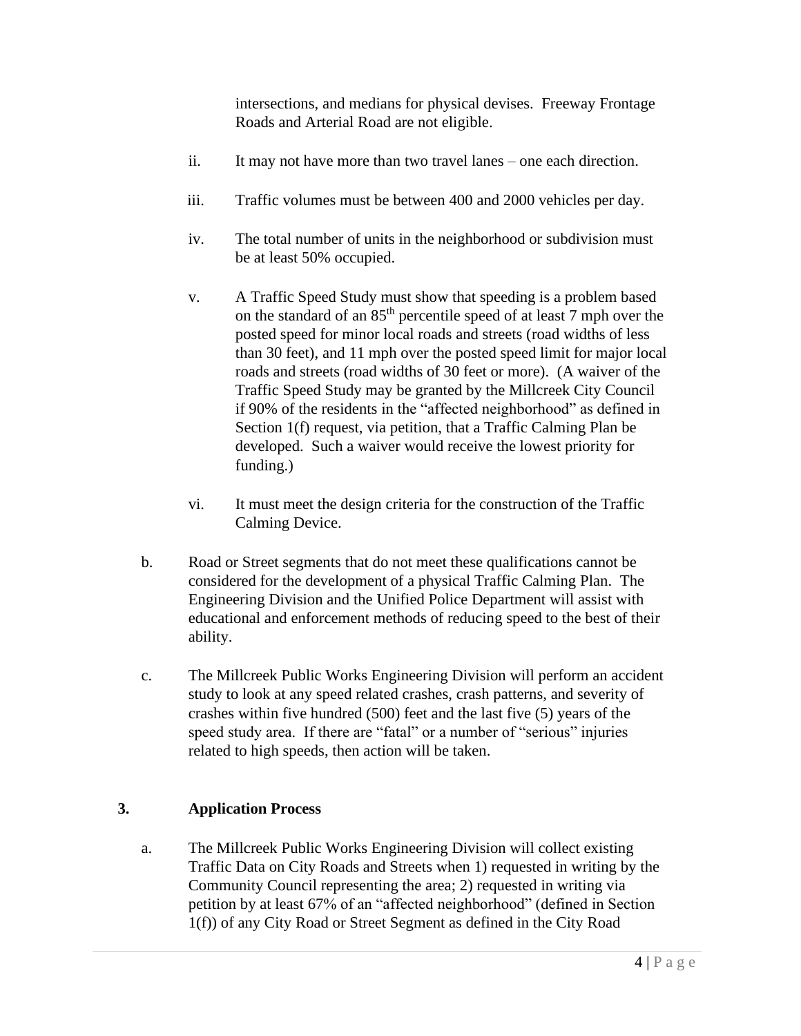intersections, and medians for physical devises. Freeway Frontage Roads and Arterial Road are not eligible.

ii. It may not have more than two travel lanes – one each direction.

iii. Traffic volumes must be between 400 and 2000 vehicles per day.

iv. The total number of units in the neighborhood or subdivision must be at least 50% occupied.

v. A Traffic Speed Study must show that speeding is a problem based on the standard of an 85th percentile speed of at least 7 mph over the posted speed for minor local roads and streets (road widths of less than 30 feet), and 11 mph over the posted speed limit for major local roads and streets (road widths of 30 feet or more). (A waiver of the Traffic Speed Study may be granted by the Millcreek City Council if 90% of the residents in the "affected neighborhood" as defined in Section 1(f) request, via petition, that a Traffic Calming Plan be developed. Such a waiver would receive the lowest priority for funding.)

vi. It must meet the design criteria for the construction of the Traffic Calming Device.

b. Road or Street segments that do not meet these qualifications cannot be considered for the development of a physical Traffic Calming Plan. The Engineering Division and the Unified Police Department will assist with educational and enforcement methods of reducing speed to the best of their ability.

c. The Millcreek Public Works Engineering Division will perform an accident study to look at any speed related crashes, crash patterns, and severity of crashes within five hundred (500) feet and the last five (5) years of the speed study area. If there are "fatal" or a number of "serious" injuries related to high speeds, then action will be taken.

## 3. Application Process

a. The Millcreek Public Works Engineering Division will collect existing Traffic Data on City Roads and Streets when 1) requested in writing by the Community Council representing the area; 2) requested in writing via petition by at least 67% of an "affected neighborhood" (defined in Section 1(f)) of any City Road or Street Segment as defined in the City Road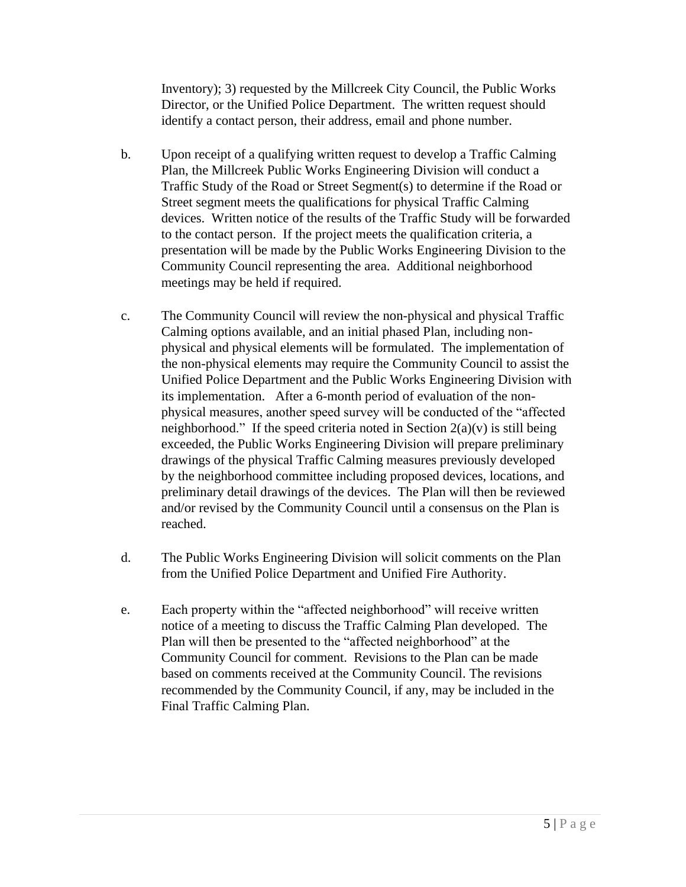Inventory); 3) requested by the Millcreek City Council, the Public Works Director, or the Unified Police Department. The written request should identify a contact person, their address, email and phone number.

b. Upon receipt of a qualifying written request to develop a Traffic Calming Plan, the Millcreek Public Works Engineering Division will conduct a Traffic Study of the Road or Street Segment(s) to determine if the Road or Street segment meets the qualifications for physical Traffic Calming devices. Written notice of the results of the Traffic Study will be forwarded to the contact person. If the project meets the qualification criteria, a presentation will be made by the Public Works Engineering Division to the Community Council representing the area. Additional neighborhood meetings may be held if required.

c. The Community Council will review the non-physical and physical Traffic Calming options available, and an initial phased Plan, including non-physical and physical elements will be formulated. The implementation of the non-physical elements may require the Community Council to assist the Unified Police Department and the Public Works Engineering Division with its implementation. After a 6-month period of evaluation of the non-physical measures, another speed survey will be conducted of the "affected neighborhood." If the speed criteria noted in Section 2(a)(v) is still being exceeded, the Public Works Engineering Division will prepare preliminary drawings of the physical Traffic Calming measures previously developed by the neighborhood committee including proposed devices, locations, and preliminary detail drawings of the devices. The Plan will then be reviewed and/or revised by the Community Council until a consensus on the Plan is reached.

d. The Public Works Engineering Division will solicit comments on the Plan from the Unified Police Department and Unified Fire Authority.

e. Each property within the "affected neighborhood" will receive written notice of a meeting to discuss the Traffic Calming Plan developed. The Plan will then be presented to the "affected neighborhood" at the Community Council for comment. Revisions to the Plan can be made based on comments received at the Community Council. The revisions recommended by the Community Council, if any, may be included in the Final Traffic Calming Plan.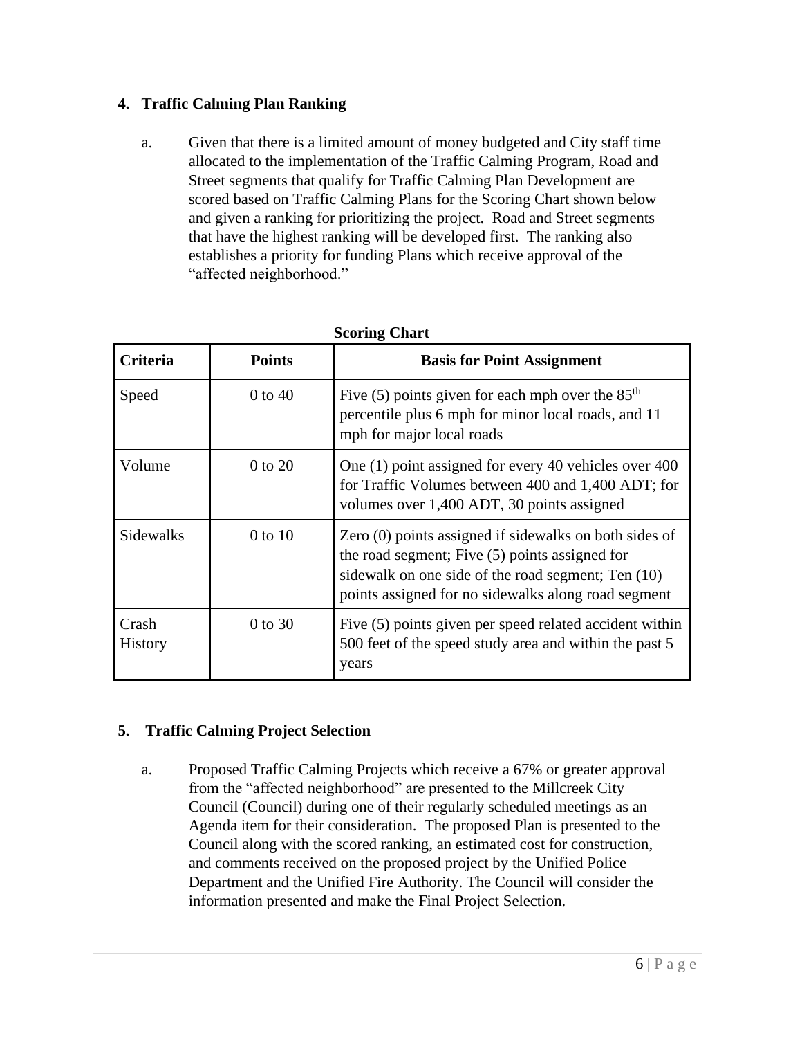## 4. Traffic Calming Plan Ranking

a. Given that there is a limited amount of money budgeted and City staff time allocated to the implementation of the Traffic Calming Program, Road and Street segments that qualify for Traffic Calming Plan Development are scored based on Traffic Calming Plans for the Scoring Chart shown below and given a ranking for prioritizing the project. Road and Street segments that have the highest ranking will be developed first. The ranking also establishes a priority for funding Plans which receive approval of the "affected neighborhood."

**Scoring Chart**

| Criteria | Points | Basis for Point Assignment |
|---|---|---|
| Speed | 0 to 40 | Five (5) points given for each mph over the 85th percentile plus 6 mph for minor local roads, and 11 mph for major local roads |
| Volume | 0 to 20 | One (1) point assigned for every 40 vehicles over 400 for Traffic Volumes between 400 and 1,400 ADT; for volumes over 1,400 ADT, 30 points assigned |
| Sidewalks | 0 to 10 | Zero (0) points assigned if sidewalks on both sides of the road segment; Five (5) points assigned for sidewalk on one side of the road segment; Ten (10) points assigned for no sidewalks along road segment |
| Crash History | 0 to 30 | Five (5) points given per speed related accident within 500 feet of the speed study area and within the past 5 years |

## 5. Traffic Calming Project Selection

a. Proposed Traffic Calming Projects which receive a 67% or greater approval from the "affected neighborhood" are presented to the Millcreek City Council (Council) during one of their regularly scheduled meetings as an Agenda item for their consideration. The proposed Plan is presented to the Council along with the scored ranking, an estimated cost for construction, and comments received on the proposed project by the Unified Police Department and the Unified Fire Authority. The Council will consider the information presented and make the Final Project Selection.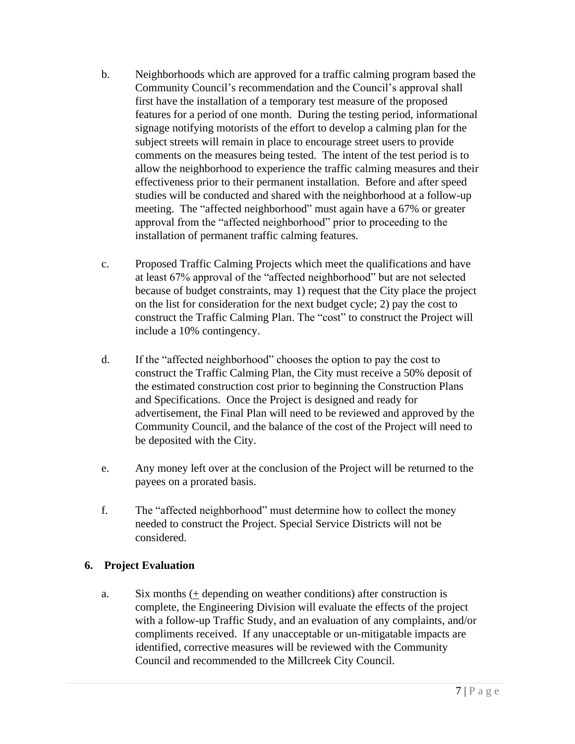b. Neighborhoods which are approved for a traffic calming program based the Community Council's recommendation and the Council's approval shall first have the installation of a temporary test measure of the proposed features for a period of one month. During the testing period, informational signage notifying motorists of the effort to develop a calming plan for the subject streets will remain in place to encourage street users to provide comments on the measures being tested. The intent of the test period is to allow the neighborhood to experience the traffic calming measures and their effectiveness prior to their permanent installation. Before and after speed studies will be conducted and shared with the neighborhood at a follow-up meeting. The "affected neighborhood" must again have a 67% or greater approval from the "affected neighborhood" prior to proceeding to the installation of permanent traffic calming features.

c. Proposed Traffic Calming Projects which meet the qualifications and have at least 67% approval of the "affected neighborhood" but are not selected because of budget constraints, may 1) request that the City place the project on the list for consideration for the next budget cycle; 2) pay the cost to construct the Traffic Calming Plan. The "cost" to construct the Project will include a 10% contingency.

d. If the "affected neighborhood" chooses the option to pay the cost to construct the Traffic Calming Plan, the City must receive a 50% deposit of the estimated construction cost prior to beginning the Construction Plans and Specifications. Once the Project is designed and ready for advertisement, the Final Plan will need to be reviewed and approved by the Community Council, and the balance of the cost of the Project will need to be deposited with the City.

e. Any money left over at the conclusion of the Project will be returned to the payees on a prorated basis.

f. The "affected neighborhood" must determine how to collect the money needed to construct the Project. Special Service Districts will not be considered.

## 6. Project Evaluation

a. Six months (± depending on weather conditions) after construction is complete, the Engineering Division will evaluate the effects of the project with a follow-up Traffic Study, and an evaluation of any complaints, and/or compliments received. If any unacceptable or un-mitigatable impacts are identified, corrective measures will be reviewed with the Community Council and recommended to the Millcreek City Council.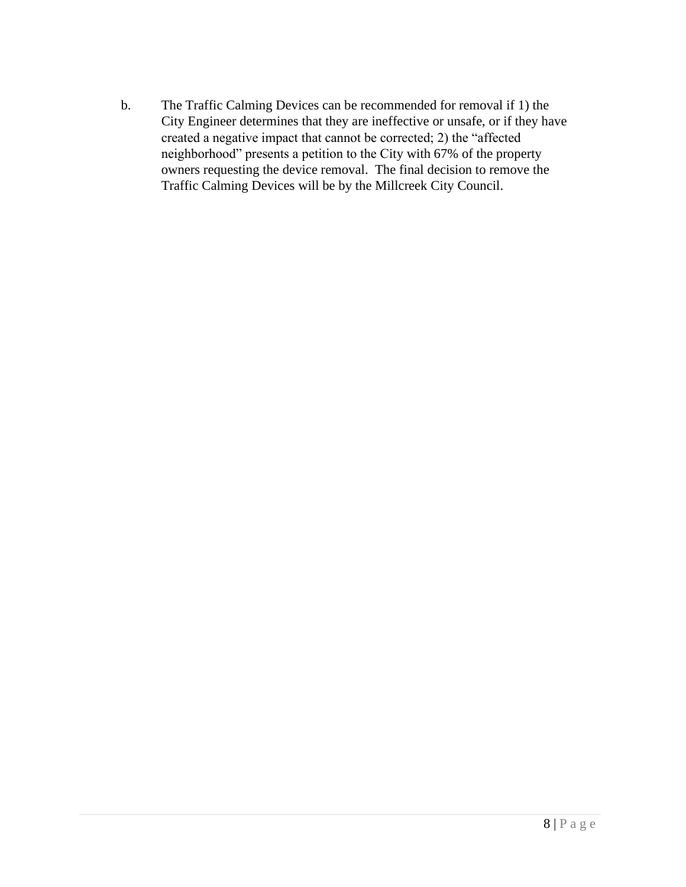b. The Traffic Calming Devices can be recommended for removal if 1) the City Engineer determines that they are ineffective or unsafe, or if they have created a negative impact that cannot be corrected; 2) the "affected neighborhood" presents a petition to the City with 67% of the property owners requesting the device removal. The final decision to remove the Traffic Calming Devices will be by the Millcreek City Council.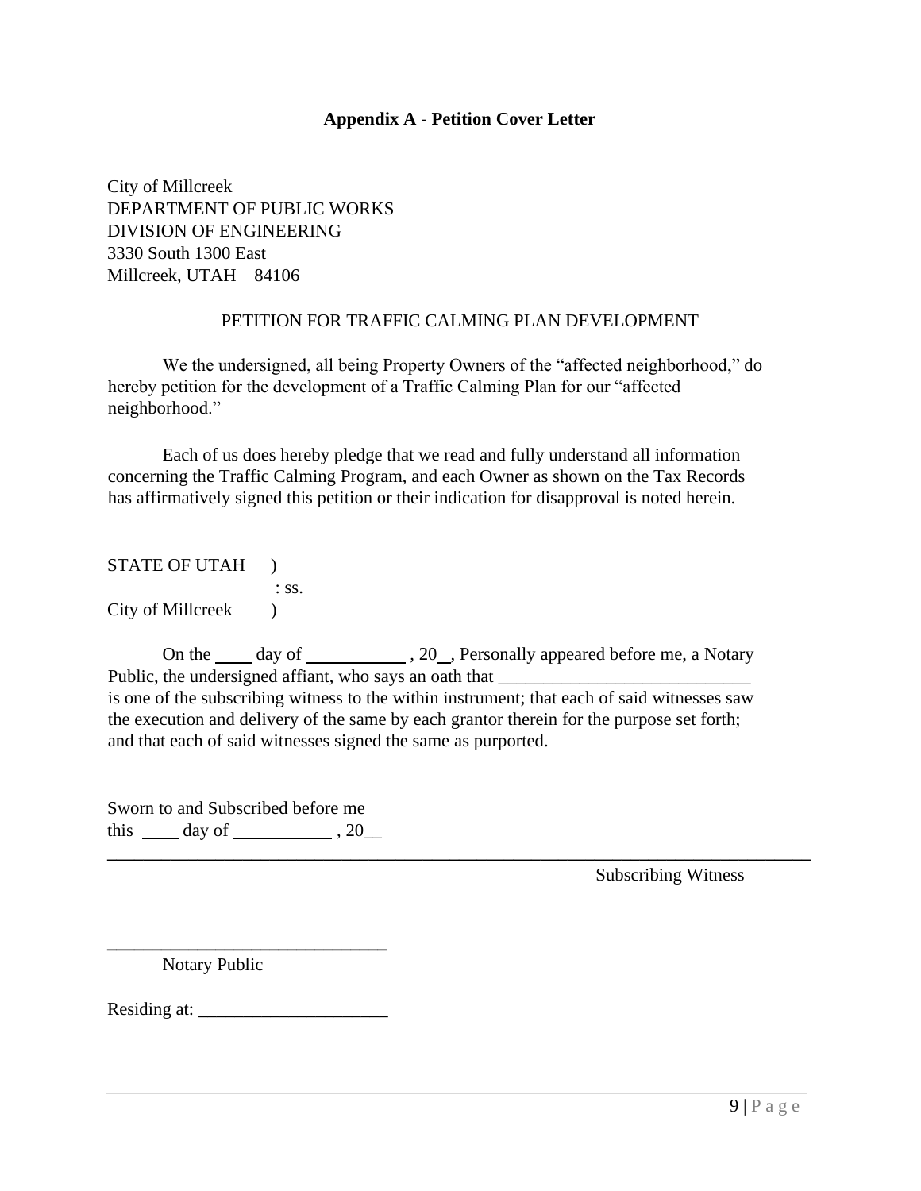**Appendix A - Petition Cover Letter**

City of Millcreek
DEPARTMENT OF PUBLIC WORKS
DIVISION OF ENGINEERING
3330 South 1300 East
Millcreek, UTAH 84106

PETITION FOR TRAFFIC CALMING PLAN DEVELOPMENT

We the undersigned, all being Property Owners of the "affected neighborhood," do hereby petition for the development of a Traffic Calming Plan for our "affected neighborhood."

Each of us does hereby pledge that we read and fully understand all information concerning the Traffic Calming Program, and each Owner as shown on the Tax Records has affirmatively signed this petition or their indication for disapproval is noted herein.

STATE OF UTAH )
: ss.
City of Millcreek )

On the ____ day of ___________ , 20__, Personally appeared before me, a Notary Public, the undersigned affiant, who says an oath that ___________________________ is one of the subscribing witness to the within instrument; that each of said witnesses saw the execution and delivery of the same by each grantor therein for the purpose set forth; and that each of said witnesses signed the same as purported.

Sworn to and Subscribed before me
this ____ day of ___________ , 20__

_______________________________________________
Subscribing Witness

______________________________
Notary Public

Residing at: ____________________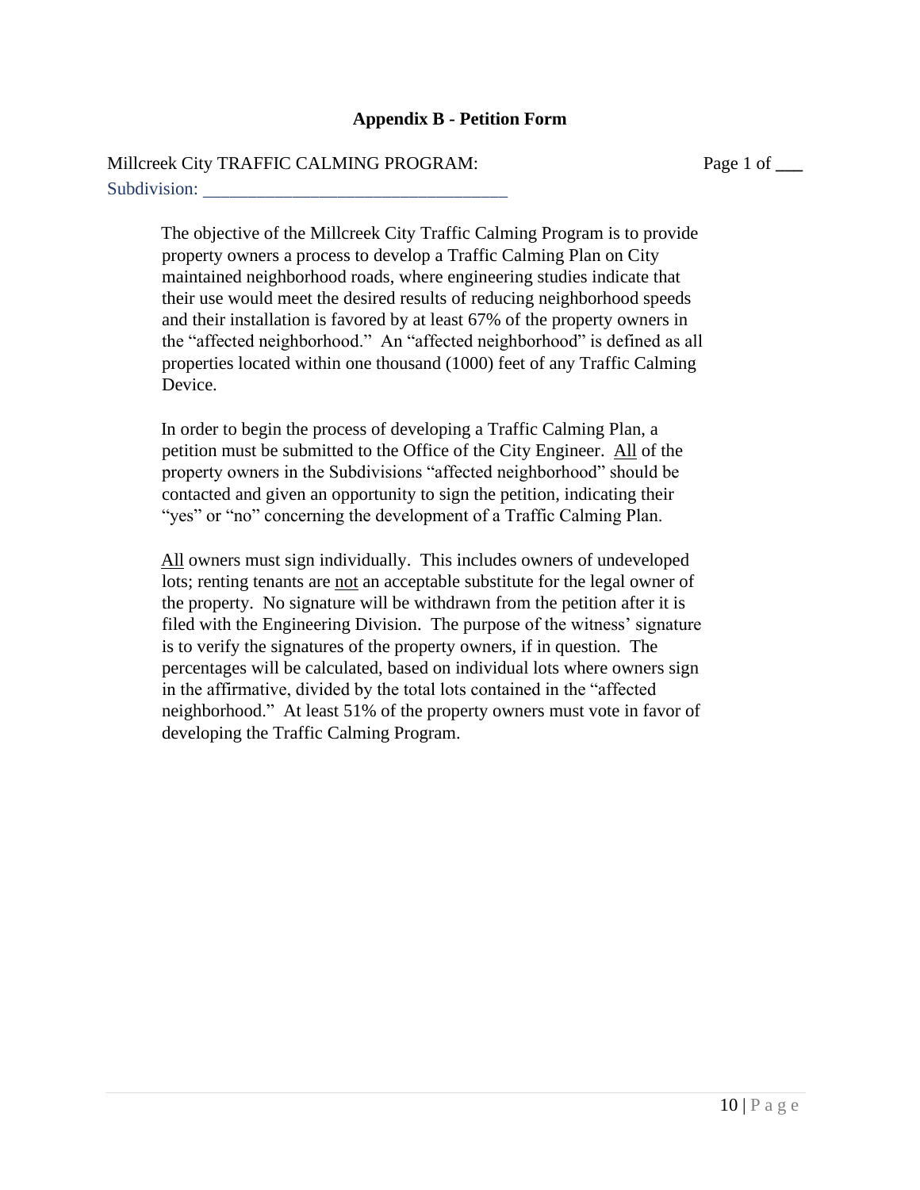## Appendix B - Petition Form

Millcreek City TRAFFIC CALMING PROGRAM: Page 1 of ___

Subdivision: ________________________________

The objective of the Millcreek City Traffic Calming Program is to provide property owners a process to develop a Traffic Calming Plan on City maintained neighborhood roads, where engineering studies indicate that their use would meet the desired results of reducing neighborhood speeds and their installation is favored by at least 67% of the property owners in the "affected neighborhood." An "affected neighborhood" is defined as all properties located within one thousand (1000) feet of any Traffic Calming Device.

In order to begin the process of developing a Traffic Calming Plan, a petition must be submitted to the Office of the City Engineer. All of the property owners in the Subdivisions "affected neighborhood" should be contacted and given an opportunity to sign the petition, indicating their "yes" or "no" concerning the development of a Traffic Calming Plan.

All owners must sign individually. This includes owners of undeveloped lots; renting tenants are not an acceptable substitute for the legal owner of the property. No signature will be withdrawn from the petition after it is filed with the Engineering Division. The purpose of the witness' signature is to verify the signatures of the property owners, if in question. The percentages will be calculated, based on individual lots where owners sign in the affirmative, divided by the total lots contained in the "affected neighborhood." At least 51% of the property owners must vote in favor of developing the Traffic Calming Program.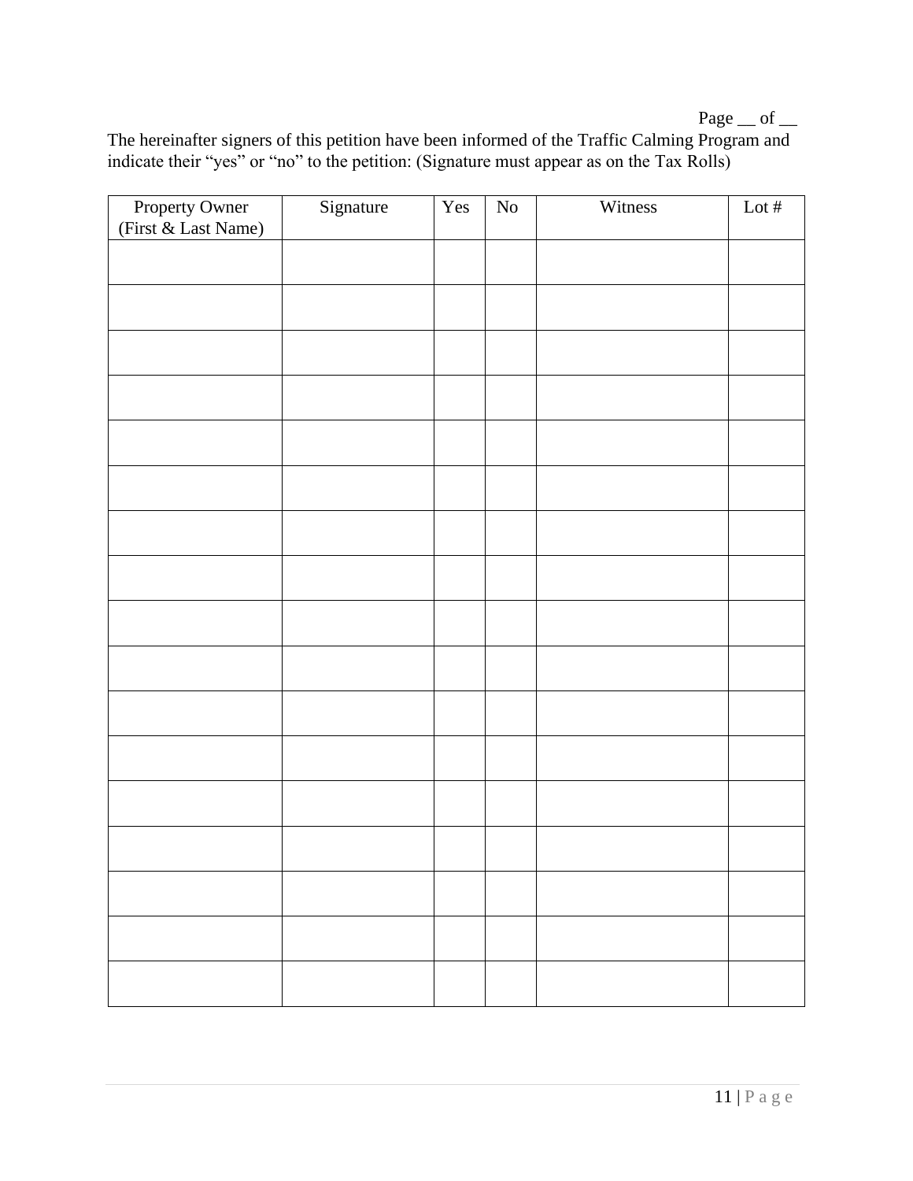Page __ of __

The hereinafter signers of this petition have been informed of the Traffic Calming Program and indicate their "yes" or "no" to the petition: (Signature must appear as on the Tax Rolls)

| Property Owner (First & Last Name) | Signature | Yes | No | Witness | Lot # |
|---|---|---|---|---|---|
| | | | | | |
| | | | | | |
| | | | | | |
| | | | | | |
| | | | | | |
| | | | | | |
| | | | | | |
| | | | | | |
| | | | | | |
| | | | | | |
| | | | | | |
| | | | | | |
| | | | | | |
| | | | | | |
| | | | | | |
| | | | | | |
| | | | | | |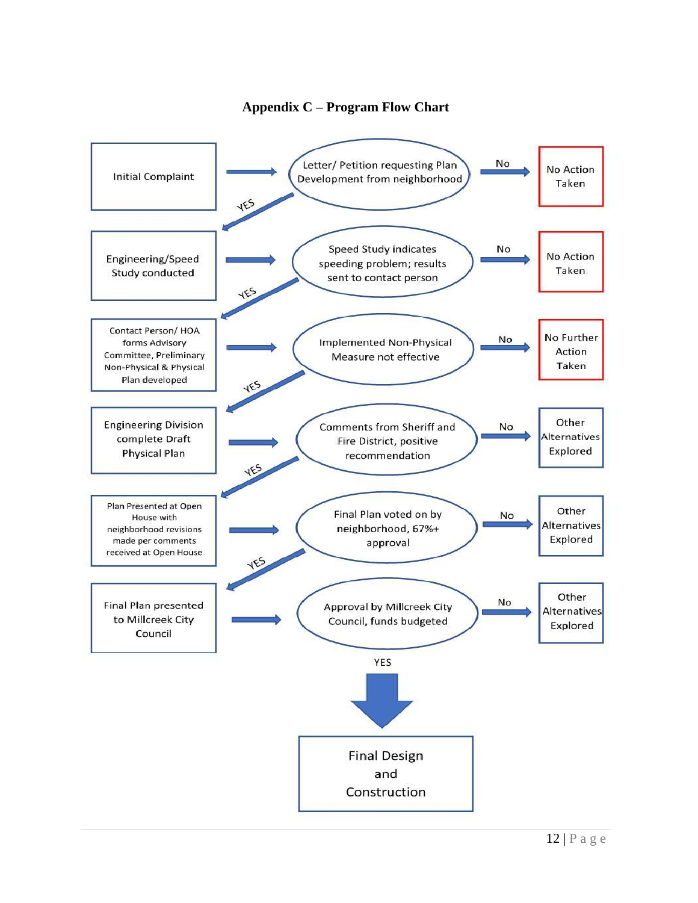# Appendix C – Program Flow Chart

| Step | Decision | If No |
|---|---|---|
| Initial Complaint | Letter/ Petition requesting Plan Development from neighborhood | No Action Taken |
| Engineering/Speed Study conducted | Speed Study indicates speeding problem; results sent to contact person | No Action Taken |
| Contact Person/ HOA forms Advisory Committee, Preliminary Non-Physical & Physical Plan developed | Implemented Non-Physical Measure not effective | No Further Action Taken |
| Engineering Division complete Draft Physical Plan | Comments from Sheriff and Fire District, positive recommendation | Other Alternatives Explored |
| Plan Presented at Open House with neighborhood revisions made per comments received at Open House | Final Plan voted on by neighborhood, 67%+ approval | Other Alternatives Explored |
| Final Plan presented to Millcreek City Council | Approval by Millcreek City Council, funds budgeted | Other Alternatives Explored |

YES → Final Design and Construction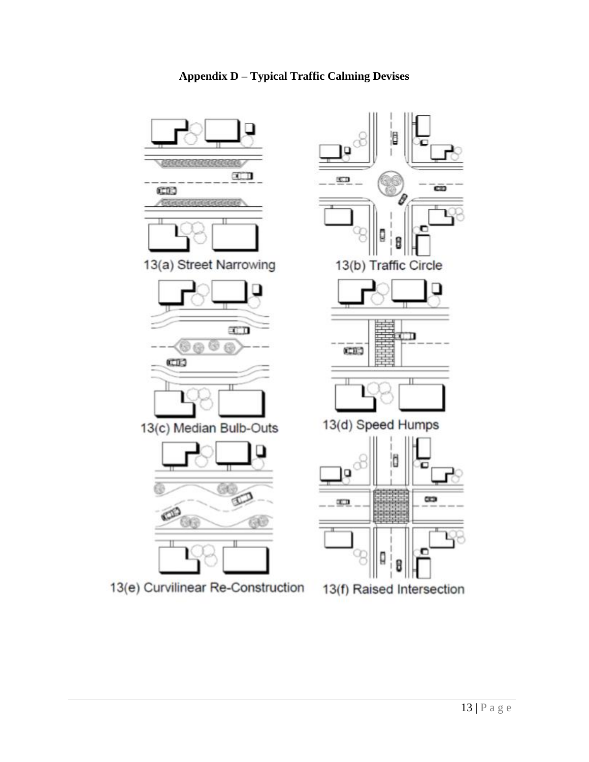**Appendix D – Typical Traffic Calming Devises**

13(a) Street Narrowing

13(b) Traffic Circle

13(c) Median Bulb-Outs

13(d) Speed Humps

13(e) Curvilinear Re-Construction

13(f) Raised Intersection